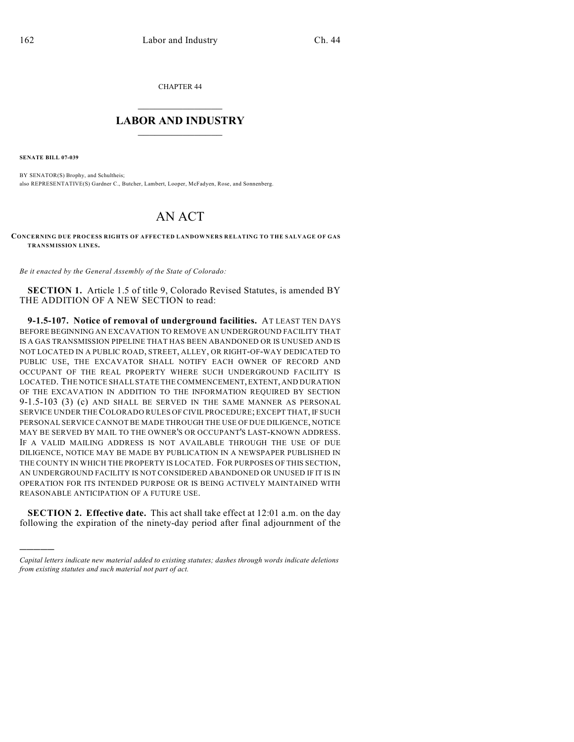CHAPTER 44

# LABOR AND INDUSTRY

**SENATE BILL 07-039**

BY SENATOR(S) Brophy, and Schultheis;
also REPRESENTATIVE(S) Gardner C., Butcher, Lambert, Looper, McFadyen, Rose, and Sonnenberg.

# AN ACT

**CONCERNING DUE PROCESS RIGHTS OF AFFECTED LANDOWNERS RELATING TO THE SALVAGE OF GAS TRANSMISSION LINES.**

*Be it enacted by the General Assembly of the State of Colorado:*

**SECTION 1.** Article 1.5 of title 9, Colorado Revised Statutes, is amended BY THE ADDITION OF A NEW SECTION to read:

**9-1.5-107. Notice of removal of underground facilities.** AT LEAST TEN DAYS BEFORE BEGINNING AN EXCAVATION TO REMOVE AN UNDERGROUND FACILITY THAT IS A GAS TRANSMISSION PIPELINE THAT HAS BEEN ABANDONED OR IS UNUSED AND IS NOT LOCATED IN A PUBLIC ROAD, STREET, ALLEY, OR RIGHT-OF-WAY DEDICATED TO PUBLIC USE, THE EXCAVATOR SHALL NOTIFY EACH OWNER OF RECORD AND OCCUPANT OF THE REAL PROPERTY WHERE SUCH UNDERGROUND FACILITY IS LOCATED. THE NOTICE SHALL STATE THE COMMENCEMENT, EXTENT, AND DURATION OF THE EXCAVATION IN ADDITION TO THE INFORMATION REQUIRED BY SECTION 9-1.5-103 (3) (c) AND SHALL BE SERVED IN THE SAME MANNER AS PERSONAL SERVICE UNDER THE COLORADO RULES OF CIVIL PROCEDURE; EXCEPT THAT, IF SUCH PERSONAL SERVICE CANNOT BE MADE THROUGH THE USE OF DUE DILIGENCE, NOTICE MAY BE SERVED BY MAIL TO THE OWNER'S OR OCCUPANT'S LAST-KNOWN ADDRESS. IF A VALID MAILING ADDRESS IS NOT AVAILABLE THROUGH THE USE OF DUE DILIGENCE, NOTICE MAY BE MADE BY PUBLICATION IN A NEWSPAPER PUBLISHED IN THE COUNTY IN WHICH THE PROPERTY IS LOCATED. FOR PURPOSES OF THIS SECTION, AN UNDERGROUND FACILITY IS NOT CONSIDERED ABANDONED OR UNUSED IF IT IS IN OPERATION FOR ITS INTENDED PURPOSE OR IS BEING ACTIVELY MAINTAINED WITH REASONABLE ANTICIPATION OF A FUTURE USE.

**SECTION 2. Effective date.** This act shall take effect at 12:01 a.m. on the day following the expiration of the ninety-day period after final adjournment of the

---

*Capital letters indicate new material added to existing statutes; dashes through words indicate deletions from existing statutes and such material not part of act.*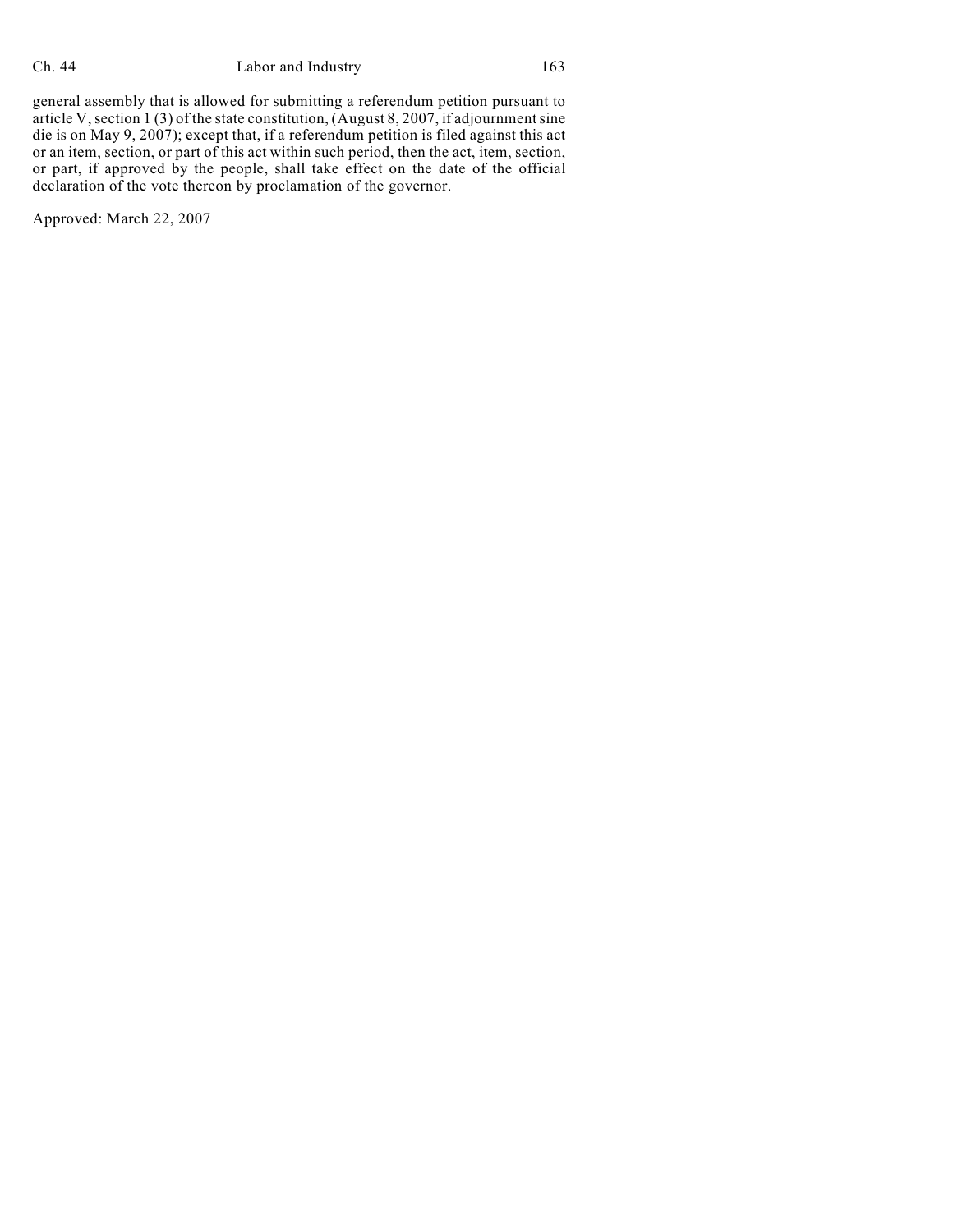general assembly that is allowed for submitting a referendum petition pursuant to article V, section 1 (3) of the state constitution, (August 8, 2007, if adjournment sine die is on May 9, 2007); except that, if a referendum petition is filed against this act or an item, section, or part of this act within such period, then the act, item, section, or part, if approved by the people, shall take effect on the date of the official declaration of the vote thereon by proclamation of the governor.

Approved: March 22, 2007